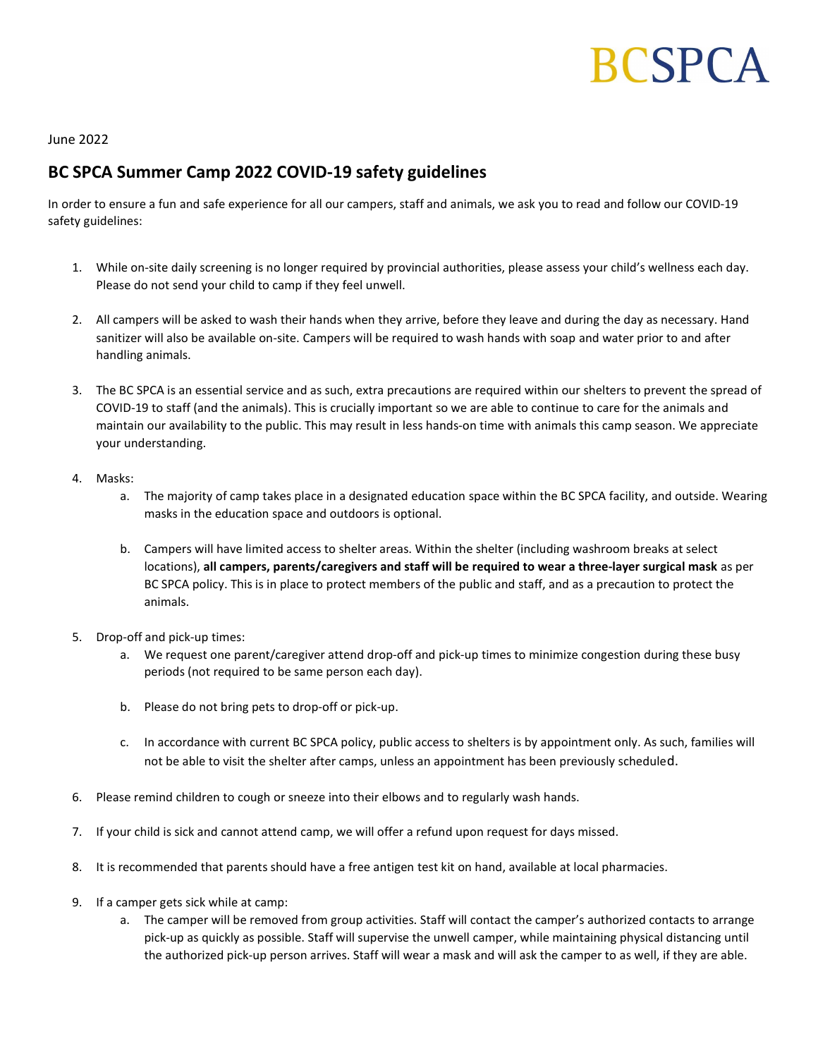BCSPCA

June 2022

## BC SPCA Summer Camp 2022 COVID-19 safety guidelines

In order to ensure a fun and safe experience for all our campers, staff and animals, we ask you to read and follow our COVID-19 safety guidelines:

1. While on-site daily screening is no longer required by provincial authorities, please assess your child's wellness each day. Please do not send your child to camp if they feel unwell.

2. All campers will be asked to wash their hands when they arrive, before they leave and during the day as necessary. Hand sanitizer will also be available on-site. Campers will be required to wash hands with soap and water prior to and after handling animals.

3. The BC SPCA is an essential service and as such, extra precautions are required within our shelters to prevent the spread of COVID-19 to staff (and the animals). This is crucially important so we are able to continue to care for the animals and maintain our availability to the public. This may result in less hands-on time with animals this camp season. We appreciate your understanding.

4. Masks:
   a. The majority of camp takes place in a designated education space within the BC SPCA facility, and outside. Wearing masks in the education space and outdoors is optional.

   b. Campers will have limited access to shelter areas. Within the shelter (including washroom breaks at select locations), **all campers, parents/caregivers and staff will be required to wear a three-layer surgical mask** as per BC SPCA policy. This is in place to protect members of the public and staff, and as a precaution to protect the animals.

5. Drop-off and pick-up times:
   a. We request one parent/caregiver attend drop-off and pick-up times to minimize congestion during these busy periods (not required to be same person each day).

   b. Please do not bring pets to drop-off or pick-up.

   c. In accordance with current BC SPCA policy, public access to shelters is by appointment only. As such, families will not be able to visit the shelter after camps, unless an appointment has been previously scheduled.

6. Please remind children to cough or sneeze into their elbows and to regularly wash hands.

7. If your child is sick and cannot attend camp, we will offer a refund upon request for days missed.

8. It is recommended that parents should have a free antigen test kit on hand, available at local pharmacies.

9. If a camper gets sick while at camp:
   a. The camper will be removed from group activities. Staff will contact the camper's authorized contacts to arrange pick-up as quickly as possible. Staff will supervise the unwell camper, while maintaining physical distancing until the authorized pick-up person arrives. Staff will wear a mask and will ask the camper to as well, if they are able.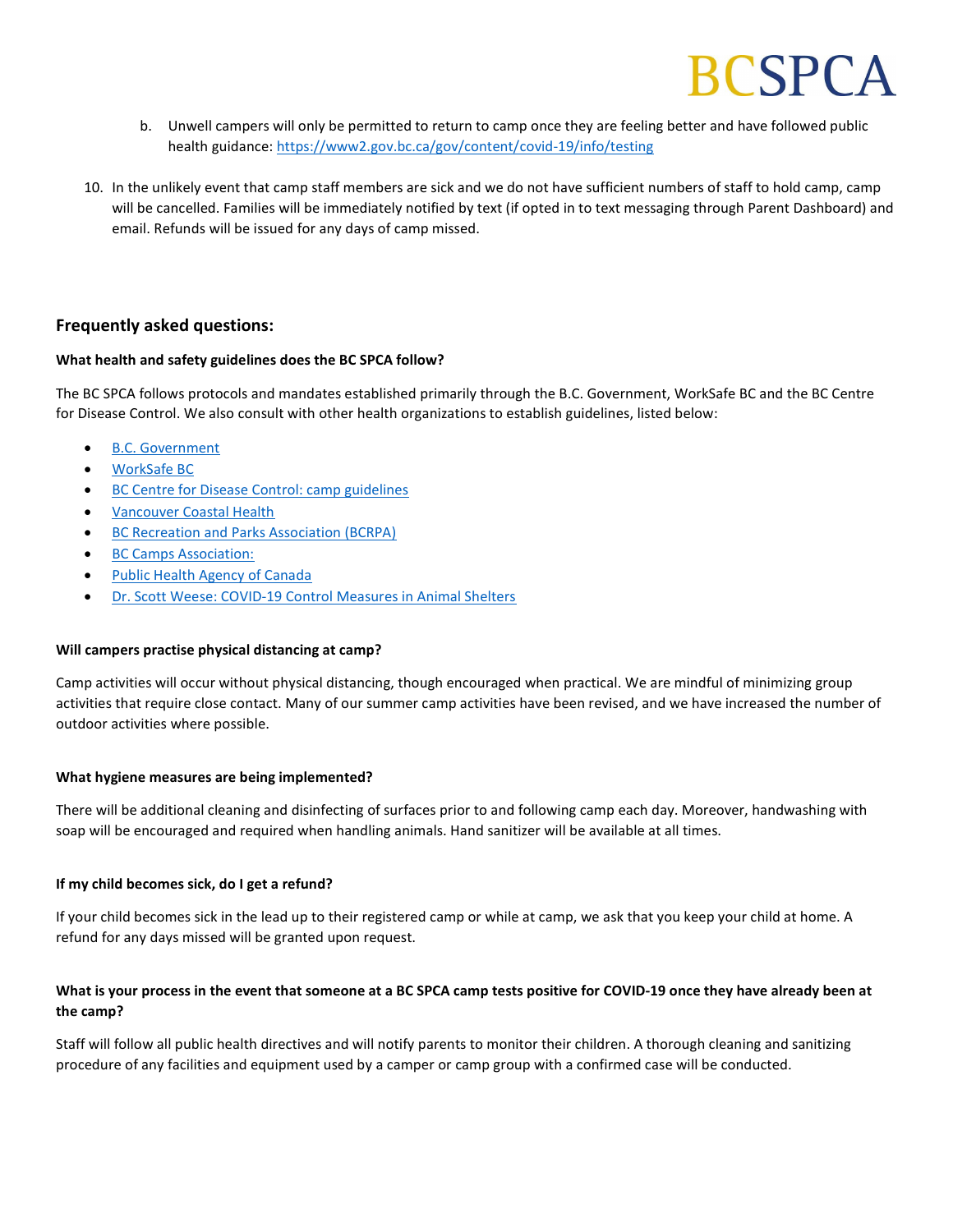b. Unwell campers will only be permitted to return to camp once they are feeling better and have followed public health guidance: https://www2.gov.bc.ca/gov/content/covid-19/info/testing

10. In the unlikely event that camp staff members are sick and we do not have sufficient numbers of staff to hold camp, camp will be cancelled. Families will be immediately notified by text (if opted in to text messaging through Parent Dashboard) and email. Refunds will be issued for any days of camp missed.

### Frequently asked questions:

**What health and safety guidelines does the BC SPCA follow?**

The BC SPCA follows protocols and mandates established primarily through the B.C. Government, WorkSafe BC and the BC Centre for Disease Control. We also consult with other health organizations to establish guidelines, listed below:

- B.C. Government
- WorkSafe BC
- BC Centre for Disease Control: camp guidelines
- Vancouver Coastal Health
- BC Recreation and Parks Association (BCRPA)
- BC Camps Association:
- Public Health Agency of Canada
- Dr. Scott Weese: COVID-19 Control Measures in Animal Shelters

**Will campers practise physical distancing at camp?**

Camp activities will occur without physical distancing, though encouraged when practical. We are mindful of minimizing group activities that require close contact. Many of our summer camp activities have been revised, and we have increased the number of outdoor activities where possible.

**What hygiene measures are being implemented?**

There will be additional cleaning and disinfecting of surfaces prior to and following camp each day. Moreover, handwashing with soap will be encouraged and required when handling animals. Hand sanitizer will be available at all times.

**If my child becomes sick, do I get a refund?**

If your child becomes sick in the lead up to their registered camp or while at camp, we ask that you keep your child at home. A refund for any days missed will be granted upon request.

**What is your process in the event that someone at a BC SPCA camp tests positive for COVID-19 once they have already been at the camp?**

Staff will follow all public health directives and will notify parents to monitor their children. A thorough cleaning and sanitizing procedure of any facilities and equipment used by a camper or camp group with a confirmed case will be conducted.